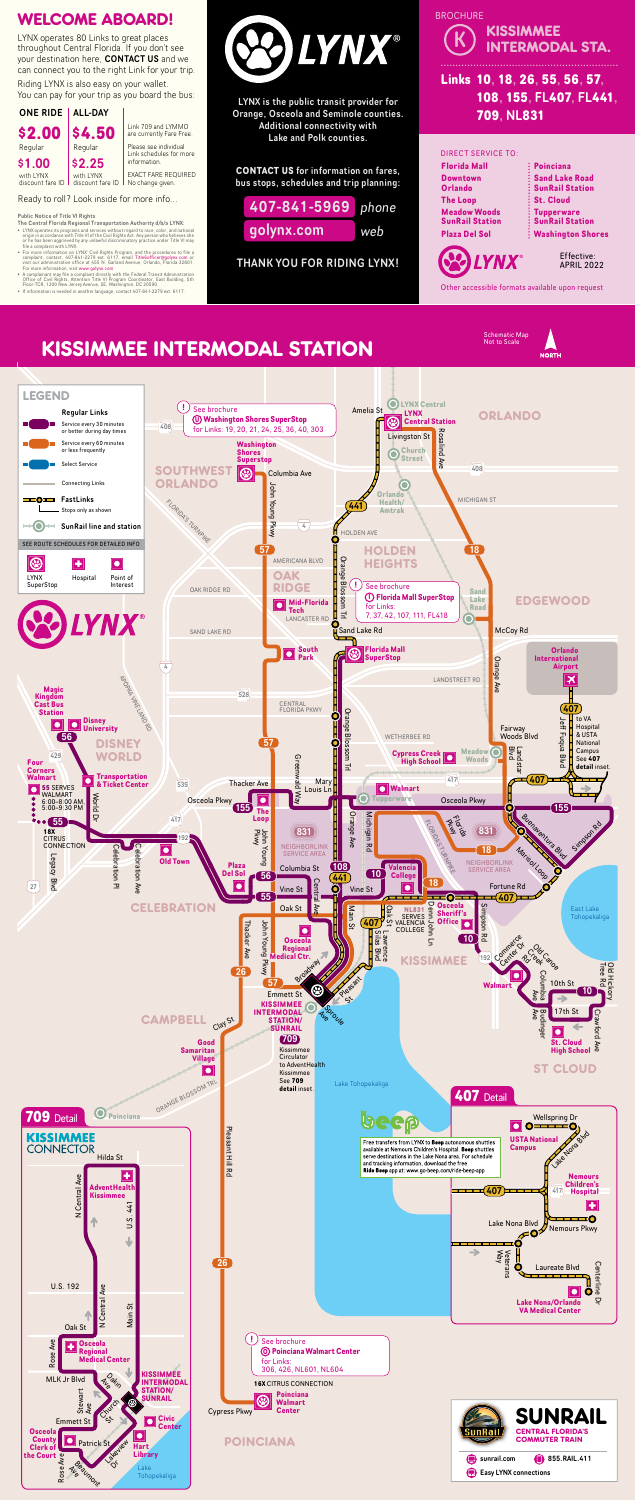# WELCOME ABOARD!

LYNX operates 80 Links to great places throughout Central Florida. If you don't see your destination here, **CONTACT US** and we can connect you to the right Link for your trip.

Riding LYNX is also easy on your wallet. You can pay for your trip as you board the bus:

| ONE RIDE | ALL-DAY | |
|---|---|---|
| **$2.00** Regular | **$4.50** Regular | Link 709 and LYMMO are currently Fare Free. |
| **$1.00** with LYNX discount fare ID | **$2.25** with LYNX discount fare ID | Please see individual Link schedules for more information. EXACT FARE REQUIRED No change given. |

Ready to roll? Look inside for more info...

**Public Notice of Title VI Rights**
**The Central Florida Regional Transportation Authority d/b/a LYNX:**

- LYNX operates its programs and services without regard to race, color, and national origin in accordance with Title VI of the Civil Rights Act. Any person who believes she or he has been aggrieved by any unlawful discriminatory practice under Title VI may file a complaint with LYNX.
- For more information on LYNX' Civil Rights Program, and the procedures to file a complaint, contact: 407-841-2279 ext. 6117; email: TitleVIofficer@golynx.com or visit our administrative office at 455 N. Garland Avenue, Orlando, Florida 32801. For more information, visit www.golynx.com
- A complainant may file a complaint directly with the Federal Transit Administration Office of Civil Rights, Attention: Title VI Program Coordinator, East Building, 5th Floor-TCR, 1200 New Jersey Avenue, SE, Washington, DC 20590.
- If information is needed in another language, contact 407-841-2279 ext. 6117.

LYNX®

LYNX is the public transit provider for Orange, Osceola and Seminole counties. Additional connectivity with Lake and Polk counties.

**CONTACT US** for information on fares, bus stops, schedules and trip planning:

**407-841-5969** phone

**golynx.com** web

THANK YOU FOR RIDING LYNX!

BROCHURE

## K KISSIMMEE INTERMODAL STA.

**Links 10, 18, 26, 55, 56, 57, 108, 155, FL407, FL441, 709, NL831**

DIRECT SERVICE TO:

- **Florida Mall**
- **Downtown Orlando**
- **The Loop**
- **Meadow Woods SunRail Station**
- **Plaza Del Sol**
- **Poinciana**
- **Sand Lake Road SunRail Station**
- **St. Cloud**
- **Tupperware SunRail Station**
- **Washington Shores**

Effective: APRIL 2022

Other accessible formats available upon request

# KISSIMMEE INTERMODAL STATION

Schematic Map Not to Scale

NORTH

**LEGEND**

- **Regular Links**
  - Service every 30 minutes or better during day times
  - Service every 60 minutes or less frequently
  - Select Service
- Connecting Links
- **FastLinks** Stops only as shown
- **SunRail line and station**

SEE ROUTE SCHEDULES FOR DETAILED INFO

LYNX SuperStop | Hospital | Point of Interest

See brochure **Washington Shores SuperStop** for Links: 19, 20, 21, 24, 25, 36, 40, 303

See brochure **Florida Mall SuperStop** for Links: 7, 37, 42, 107, 111, FL418

See brochure **Poinciana Walmart Center** for Links: 306, 426, NL601, NL604

55 SERVES WALMART 6:00-8:00 AM 5:00-9:30 PM

18X CITRUS CONNECTION

16X CITRUS CONNECTION

NL831 SERVES VALENCIA COLLEGE

709 Kissimmee Circulator to AdventHealth Kissimmee See 709 detail inset.

407 to VA Hospital & USTA National Campus See 407 detail inset.

## 709 Detail

**KISSIMMEE CONNECTOR**

## 407 Detail

Free transfers from LYNX to **Beep** autonomous shuttles available at Nemours Children's Hospital. **Beep** shuttles serve destinations in the Lake Nona area. For schedule and tracking information, download the free **Ride Beep** app at: www.go-beep.com/ride-beep-app

**SUNRAIL** CENTRAL FLORIDA'S COMMUTER TRAIN

sunrail.com | 855.RAIL.411

Easy LYNX connections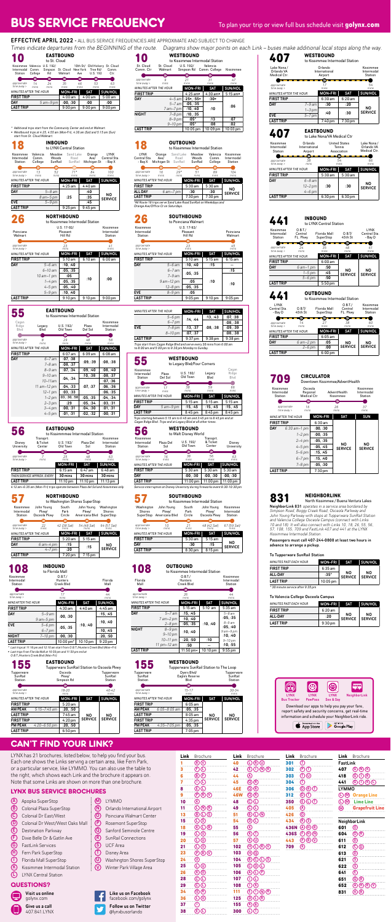# BUS SERVICE FREQUENCY

To plan your trip or view full bus schedule visit **golynx.com**

**EFFECTIVE APRIL 2022** - ALL BUS SERVICE FREQUENCIES ARE APPROXIMATE AND SUBJECT TO CHANGE

*Times indicate departures from the BEGINNING of the route. Diagrams show major points on each Link – buses make additional local stops along the way.*

## 10 EASTBOUND to St. Cloud

Kissimmee Intermodal Station → Valencia Comm. College → U.S. 192/Simpson Rd → St. Cloud Walmart → 10th St/New York Ave → Old Hickory Tree Rd/U.S. 192 → St. Cloud Comm. Ctr

approximate time away > 16 mins, 24 mins, 40 mins, 53 mins, 63 mins

| MINUTES AFTER THE HOUR | | MON-FRI | SAT | SUN/HOL |
|---|---|---|---|---|
| FIRST TRIP | | 4:00am | 4:00am | 5:00am |
| DAY | 5 am–9 pm | :00, :30 | :00 | :00 |
| LAST TRIP | | 9:00pm | 9:00pm | 9:00pm |

* Additional trips start from the Community Center and end at Walmart.
• Westbound trips at 4:25, 4:55 am (Mon-Fri), 4:30 am (Sat) and 5:15 am (Sun) start from St. Cloud Walmart

## 10 WESTBOUND to Kissimmee Intermodal Station

St. Cloud Comm. Ctr → St. Cloud Walmart → U.S. 192/Simpson Rd → Valencia Comm. College → Kissimmee

approximate time away > 3 mins, 21 mins, 31 mins, 47 mins

| MINUTES AFTER THE HOUR | | MON-FRI | SAT | SUN/HOL |
|---|---|---|---|---|
| FIRST TRIP | | 4:25 am• | 4:30 am• | 5:15 am• |
| DAY | 4–5 am | :25•, :55• | :30• | :06 |
| | 5–7 am | :05, :35 | :10 | |
| | 7 am–7 pm | :10, :40 | | |
| NIGHT | 7–8 pm | :10, :35 | | |
| | 8–9 pm | :05* | :13 | :07 |
| | 9–10 pm | :05* | :08 | :02 |
| LAST TRIP | | 10:05 pm | 10:09 pm | 10:03 pm |

## 18 INBOUND to LYNX Central Station

Kissimmee Intermodal Station → Valencia Comm. College → Meadow Woods SunRail → Sand Lake Road SunRail → Orange Ave/Michigan St → LYNX Central Sta - Bay X

approximate time away > 11 mins, 32 mins, 71* mins, 84 mins, 100 mins

| MINUTES AFTER THE HOUR | | MON-FRI | SAT | SUN/HOL |
|---|---|---|---|---|
| FIRST TRIP | | 4:25 am | 4:40 am | NO SERVICE |
| DAY | 5–8 am | :25 | :40 | |
| | 8 am–5 pm | | :35 | |
| EVE | 5–9 pm | | :45 | |
| LAST TRIP | | 9:25 pm | 9:45 pm | |

## 18 OUTBOUND to Kissimmee Intermodal Station

LYNX Central Station - Bay X → Orange Ave/Michigan St → Sand Lake Road SunRail → Meadow Woods SunRail → Valencia Comm. College → Kissimmee Intermodal Station

approximate time away > 16 mins, 29* mins, 67 mins, 89 mins, 104 mins

| MINUTES AFTER THE HOUR | | MON-FRI | SAT | SUN/HOL |
|---|---|---|---|---|
| FIRST TRIP | | 5:30 am | 5:30 am | NO SERVICE |
| ALL DAY | 6 am–7 pm | :30 | :30 | |
| LAST TRIP | | 7:30 pm | 7:30 pm | |

*Ref Route 18 trips serve Sand Lake Road SunRail on Weekdays and Orange Ave/Office Ctr on Saturdays.

## 26 NORTHBOUND to Kissimmee Intermodal Station

Poinciana Walmart → U.S. 17-92/Pleasant Hill Rd → Kissimmee Intermodal Station

approximate time away > 23 mins, 41 mins

| MINUTES AFTER THE HOUR | | MON-FRI | SAT | SUN/HOL |
|---|---|---|---|---|
| FIRST TRIP | | 5:10 am | 6:10 am | 6:00 am |
| DAY | 5–6 am | :10, :40 | :10 | :00 |
| | 6–10 am | :05, :35 | | |
| | 10 am–1 pm | :05 | | |
| | 1–4 pm | :05, :35 | | |
| | 4–5 pm | :05, :40 | | |
| | 5–9 pm | :10, :40 | | |
| LAST TRIP | | 9:10 pm | 9:10 pm | 9:00 pm |

## 26 SOUTHBOUND to Poinciana Walmart

Kissimmee Intermodal Station → U.S. 17-92/Pleasant Hill Rd → Poinciana Walmart

approximate time away > 23 mins, 45 mins

| MINUTES AFTER THE HOUR | | MON-FRI | SAT | SUN/HOL |
|---|---|---|---|---|
| FIRST TRIP | | 5:10 am | 5:15 am | 6:15 am |
| DAY | 5–6 am | :10, :40 | :15 | – |
| | 6–7 am | :05, :35 | :10 | :15 |
| | 7–9 am | | | |
| | 9 am–12 pm | :05 | | :10 |
| | 12–8 pm | :05, :35 | | |
| EVE | 8–9 pm | :05 | | |
| LAST TRIP | | 9:05 pm | 9:10 pm | 9:05 pm |

## 55 EASTBOUND to Kissimmee Intermodal Station

Cagan Ridge Blvd → Legacy Blvd → U.S. 192/Old Town → Plaza Del Sol → Kissimmee Intermodal Station

approximate time away > 8 mins, 29 mins, 48 mins, 58 mins

| MINUTES AFTER THE HOUR | | MON-FRI | SAT | SUN/HOL |
|---|---|---|---|---|
| FIRST TRIP | | 6:07 am | 6:09 am | 6:08 am |
| DAY | 6–7 am | :07, :38 | :09, :39 | :08, :38 |
| | 7–8 am | :08, :37 | | |
| | 8–9 am | :07, :34 | :09, :40 | :08, :40 |
| | 9–10 am | :04, :34 | :10, :38 | :08, :38 |
| | 10–11 am | | | :07, :36 |
| | 11 am–12 pm | :04, :33 | :07, :37 | :06, :36 |
| | 12–1 pm | :03, :33 | | :06, :35 |
| | 1–2 pm | :03, :30, :58 | :05, :35 | :04, :34 |
| | 2–3 pm | :29 | :05, :34 | :03, :33 |
| | 3–4 pm | :00, :31 | :04, :30 | :01, :31 |
| | 4–5 pm | :01, :31 | :02, :32 | :00, :31 |

## 55 EASTBOUND (continued)

| MINUTES AFTER THE HOUR | | MON-FRI | SAT | SUN/HOL |
|---|---|---|---|---|
| | 5–6 pm | :14, :44 | :13, :43 | :07, :38 |
| | 6–7 pm | | | :08, :38 |
| EVE | 7–8 pm | :13, :37 | :08, :38 | :09, :39 |
| | 8–10 pm | :07, :37 | | :08, :38 |
| LAST TRIP | | 9:37 pm | 9:38 pm | 9:38 pm |

Trips start from Cagan Ridge Blvd and serve every 30 mins from 6:00 am to 8:00 am and 5:00 pm to 9:30 pm Monday to Sunday.

## 55 WESTBOUND to Legacy Blvd/Four Corners

Kissimmee Intermodal Station → Plaza Del Sol → U.S. 192/Old Town → Legacy Blvd → Cagan Ridge Blvd

approximate time away > 17 mins, 27 mins, 50 mins, 66 mins

| MINUTES AFTER THE HOUR | | MON-FRI | SAT | SUN/HOL |
|---|---|---|---|---|
| FIRST TRIP | | 5:15 am | 5:15 am | 5:15 am |
| DAY | 5 am–9 pm | :15, :45 | :15, :45 | :15, :45 |
| LAST TRIP | | 8:45 pm | 8:45 pm | 8:45 pm |

Trips starting between 5:15 am to 6:15 am and 3:45 pm to 8:45 pm end at Cagan Ridge Blvd. Trips end at Legacy Blvd at all other times.

## 56 EASTBOUND to Kissimmee Intermodal Station

Disney University → Transprt. & Ticket Center → U.S. 192/Old Town → Plaza Del Sol → Kissimmee Intermodal Station

approximate time away > 9 mins, 33 mins, 48 mins, 63 mins

| | MON-FRI | SAT | SUN/HOL |
|---|---|---|---|
| FIRST TRIP | 6:15 am | 6:47 am | 6:48 am |
| THEN SERVICE APPROX. EVERY | 30 mins | 30 mins | 30 mins |
| LAST TRIP | 11:10 pm | 11:10 pm | 11:13 pm |

4:12 am–6:35 am (Mon-Fri) trips operate between Plaza del Sol and Kissimmee only

## 56 WESTBOUND to Walt Disney World

Kissimmee Intermodal Station → Plaza Del Sol → U.S. 192/Old Town → Transprt. & Ticket Center → Disney University

approximate time away > 16 mins, 30 mins, 56 mins, 63 mins

| MINUTES AFTER THE HOUR | | MON-FRI | SAT | SUN/HOL |
|---|---|---|---|---|
| FIRST TRIP | | 5:30 am | 5:30 am | 5:30 am |
| DAY | | :00, :30 | :00, :30 | :00, :30 |
| LAST TRIP | | 11:00 pm | 11:00 pm | 11:00 pm |

Service interruption at Disney University during fireworks event 8:30-10:30 pm

## 57 NORTHBOUND to Washington Shores SuperStop

Kissimmee Intermodal Station → John Young Pkwy/Osceola Pkwy → South Park Circle → John Young Pkwy/Americana Blvd → Washington Shores SuperStop

approximate time away > 18 mins, 42 (38 Sat) mins, 54 (48 Sat) mins, 64 (57 Sat) mins

| MINUTES AFTER THE HOUR | | MON-FRI | SAT | SUN/HOL |
|---|---|---|---|---|
| FIRST TRIP | | 5:20 am | 5:15 am | NO SERVICE |
| DAY | 6 am–4 pm | :15 | :15 | |
| | 4–7 pm | :20 | | |
| LAST TRIP | | 7:20 pm | 7:15 pm | |

## 57 SOUTHBOUND to Kissimmee Intermodal Station

Washington Shores SuperStop → John Young Pkwy/Americana Blvd → South Park Circle → John Young Pkwy/Osceola Pkwy → Kissimmee Intermodal Station

approximate time away > 10 mins, 23 mins, 48 (42 Sat) mins, 67 (59 Sat) mins

| MINUTES AFTER THE HOUR | | MON-FRI | SAT | SUN/HOL |
|---|---|---|---|---|
| FIRST TRIP | | 5:30 am | 5:15 am | NO SERVICE |
| DAY | | :30 | :15 | |
| LAST TRIP | | 8:30 pm | 8:15 pm | |

## 108 INBOUND to Florida Mall

Kissimmee Intermodal Station → O.B.T./Hunters Creek Blvd → Florida Mall

approximate time away > 20 mins, 44 mins

| MINUTES AFTER THE HOUR | | MON-FRI | SAT | SUN/HOL |
|---|---|---|---|---|
| FIRST TRIP | | 4:30 am | 4:40 am | 4:45 am |
| DAY | 5–9 am | :00, :30 | :10, :40 | :15, :45 |
| | 9 am–5 pm | | | :10, :40 |
| EVE | 5–6 pm | :05, :35 | | |
| | 6–7 pm | | | :10, :45 |
| NIGHT | 7–10 pm | :00, :30 | | :20, :50 |
| LAST TRIP | | 10:00 pm* | 10:10pm | 9:20 pm |

* Last trips at 11:10 pm and 12:10 am start from O.B.T./Hunters Creek Blvd (Mon-Fri)
• Last trips from Florida Mall at 10:50 pm and 11:50 pm end at O.B.T./Hunters Creek Blvd (Mon-Fri)

## 108 OUTBOUND to Kissimmee Intermodal Station

Florida Mall → O.B.T./Hunters Creek Blvd → Kissimmee Intermodal Station

approximate time away > 20 mins, 44 mins

| MINUTES AFTER THE HOUR | | MON-FRI | SAT | SUN/HOL |
|---|---|---|---|---|
| FIRST TRIP | | 5:15 am | 5:10 am | 5:35 am |
| DAY | 5–7 am | :15, :45 | :10, :40 | 5–8 am :05, :35 |
| | 7 am–2 pm | :10, :40 | | 8–9 am :05, :40 |
| | 2–8 pm | :05, :35 | | |
| NIGHT | 8–9 pm | :10, :40 | | 9 am–8 pm :10, :40 |
| | 9–10 pm | | | 8–9 pm :10, :40 |
| | 10–11 pm | :20, :50 | :10 | 9–10 pm :10, :55 |
| | 11 pm–12 am | :50 | – | |
| LAST TRIP | | 11:50 pm• | 10:10 pm | 9:55 pm |

## 155 EASTBOUND Tupperware SunRail Station to Osceola Pkwy

Tupperware SunRail Station → Osceola Pkwy/Simpson Rd → Tupperware SunRail Station

approximate time away > 18-20 mins, 40-42 mins

| MINUTES AFTER THE HOUR | | MON-FRI | SAT | SUN/HOL |
|---|---|---|---|---|
| FIRST TRIP | | 5:15 am | NO SERVICE | NO SERVICE |
| AM PEAK | 5:15–7:45 am | :20, :50 | | |
| LAST TRIP | | 7:45 am | | |
| FIRST TRIP | | 4:20 pm | | |
| PM PEAK | 4:20–6:50 pm | :20, :50 | | |
| LAST TRIP | | 6:50 pm | | |

## 155 WESTBOUND Tupperware SunRail Station to The Loop

Tupperware SunRail Station → Dyers Blvd/Eagles Reserve Blvd → Tupperware SunRail Station

approximate time away > 15-17 mins, 30-34 mins

| MINUTES AFTER THE HOUR | | MON-FRI | SAT | SUN/HOL |
|---|---|---|---|---|
| FIRST TRIP | | 6:05 am | NO SERVICE | NO SERVICE |
| AM PEAK | 6:05–8:05 am | :05, :35 | | |
| LAST TRIP | | 8:05 am | | |
| FIRST TRIP | | 4:35 pm | | |
| PM PEAK | 4:35–7:05 pm | :05, :35 | | |
| LAST TRIP | | 7:05 pm | | |

## 407 WESTBOUND to Kissimmee Intermodal Station

Lake Nona/Orlando VA Medical Ctr → Orlando International Airport → Kissimmee Intermodal Station

approximate time away > 17 mins, 54 mins

| MINUTES AFTER THE HOUR | | MON-FRI | SAT | SUN/HOL |
|---|---|---|---|---|
| FIRST TRIP | | 6:30 am | 6:20 am | NO SERVICE |
| DAY | 7–9 am | :30 | :20 | |
| | 1–3 pm | :40 | :30 | |
| EVE | 5–7 pm | | | |
| LAST TRIP | | 7:40 pm | 7:30 pm | |

## 407 EASTBOUND to Lake Nona/VA Medical Ctr

Kissimmee Intermodal Station → Orlando International Airport → United States Tennis Association → Lake Nona/Orlando VA Medical Ctr

approximate time away > 35 mins, 54 mins, 66 mins

| MINUTES AFTER THE HOUR | | MON-FRI | SAT | SUN/HOL |
|---|---|---|---|---|
| FIRST TRIP | | 5:30 am | 5:30 am | NO SERVICE |
| DAY | 6–8 am | :30 | :30 | |
| | 12–2 pm | | | |
| | 4–6 pm | | | |
| LAST TRIP | | 6:30 pm | 6:30 pm | |

## 441 INBOUND to LYNX Central Station

Kissimmee Intermodal Station → O.B.T./Central Fl. Pkwy → Florida Mall SuperStop → O.B.T./45th St → LYNX Central Sta - Bay D

approximate time away > 24 mins, 36 mins, 48 mins, 61 mins

| MINUTES AFTER THE HOUR | | MON-FRI | SAT | SUN/HOL |
|---|---|---|---|---|
| FIRST TRIP | | 6:00 am | NO SERVICE | NO SERVICE |
| DAY | 6 am–1 pm | :50 | | |
| | 1–5 pm | :45 | | |
| | 5–6 pm | :50 | | |
| LAST TRIP | | 5:50 pm | | |

## 441 OUTBOUND to Kissimmee Intermodal Station

LYNX Central Sta - Bay D → O.B.T./45th St → Florida Mall SuperStop → O.B.T./Central Fl. Pkwy → Kissimmee Intermodal Station

approximate time away > 14 mins, 27 mins, 38 mins, 60 mins

| MINUTES AFTER THE HOUR | | MON-FRI | SAT | SUN/HOL |
|---|---|---|---|---|
| FIRST TRIP | | 6:05 am | NO SERVICE | NO SERVICE |
| DAY | 6 am–2 pm | :05 | | |
| | 2–6 pm | :00 | | |
| LAST TRIP | | 6:00 pm | | |

## 709 CIRCULATOR Downtown Kissimmee/AdventHealth

Kissimmee Intermodal Station → Osceola Regional Medical Ctr → AdventHealth Kissimmee → Kissimmee Intermodal Station

approximate time away > 16 mins, 26 mins, 37 mins

| MINS AFTER THE HOUR | | MON-FRI | SAT | SUN |
|---|---|---|---|---|
| FIRST TRIP | | 6:30 am | NO SERVICE | NO SERVICE |
| DAY | 6:30 am–1 pm | :00, :30 | | |
| | 1–2 pm | :05, :35 | | |
| | 2–4 pm | :05, :35 | | |
| | 4–5 pm | :05, :45 | | |
| | 5–6 pm | :15, :45 | | |
| | 6–7 pm | :15, :40 | | |
| | 7–8 pm | :05, :30 | | |
| LAST TRIP | | 7:30 pm | | |

## 831 NEIGHBORLINK North Kissimmee/Buena Ventura Lakes

**NeighborLink 831** operates in a service area bordered by Simpson Road, Boggy Creek Road, Osceola Parkway and John Young Parkway with stops at Tupperware SunRail Station and Valencia College Osceola Campus (connect with Links 10 and 18). It will also connect with Links 10, 18, 26, 55, 56, 57, 108, 155, 709 and FastLink 407 and 441 at the LYNX Kissimmee Intermodal Station.

**Passengers must call 407-244-0808 at least two hours in advance to arrange a pickup.**

**To Tupperware SunRail Station**

| MINUTES PAST EACH HOUR | MON-FRI | SAT | SUN/HOL |
|---|---|---|---|
| FIRST TRIP | 6:35 am | NO SERVICE | NO SERVICE |
| ALL-DAY | :35* | | |
| LAST TRIP | 10:05 pm | | |

* 30 minute service after 9:35 pm

**To Valencia College Osceola Campus**

| MINUTES PAST EACH HOUR | MON-FRI | SAT | SUN/HOL |
|---|---|---|---|
| FIRST TRIP | 6:20 am | NO SERVICE | NO SERVICE |
| ALL-DAY | :20 | | |
| LAST TRIP | 9:30 pm | | |

LYNX Bus Tracker · LYNX PawPass · LYNX See & Say · NeighborLink

Download our apps to help you pay your fare, report safety and security concerns, get real-time information and schedule your NeighborLink ride.

Download on the App Store · Get it on Google Play

## CAN'T FIND YOUR LINK?

LYNX has 21 brochures, listed below, to help you find your bus. Each one shows the Links serving a certain area, like Fern Park, or a particular service, like LYMMO. You can also use the table to the right, which shows each Link and the brochure it appears on. Note that some Links are shown on more than one brochure.

### LYNX BUS SERVICE BROCHURES

- (A) Apopka SuperStop
- (B) Colonial Plaza SuperStop
- (C) Colonial Dr East/West
- (D) Colonial Dr West/West Oaks Mall
- (E) Destination Parkway
- (F) Dixie Belle Dr & Gatlin Ave
- (G) FastLink Services
- (H) Fern Park SuperStop
- (I) Florida Mall SuperStop
- (K) Kissimmee Intermodal Station
- (L) LYNX Central Station
- (M) LYMMO
- (N) Orlando International Airport
- (O) Poinciana Walmart Center
- (P) Rosemont SuperStop
- (Q) Sanford Seminole Centre
- (R) SunRail Connections
- (S) UCF Area
- (T) Disney Area
- (U) Washington Shores SuperStop
- (V) Winter Park Village Area

### QUESTIONS?

Visit us online golynx.com

Give us a call 407.841.LYNX

Like us on Facebook facebook.com/golynx

Follow us on Twitter @lynxbusorlando

| Link | Brochure | Link | Brochure | Link | Brochure | Link | Brochure |
|---|---|---|---|---|---|---|---|
| 1 | (B)(V) | 40 | (L)(R)(U) | 301 | (T) | **FastLink** | |
| 3 | (F)(L) | 42 | (E)(I)(N)(R) | 302 | (F)(T) | 407 | (G)(N)(K) |
| 6 | (B)(F) | 44 | (A) | 303 | (I)(T) | 418 | (G)(I)(R) |
| 7 | (F)(L) | 45 | (L)(P) | 304 | (T) | 441 | (G)(I)(K)(L) |
| 8 | (E)(L) | 46E | (D)(R) | 306 | (D)(T) | **LYMMO** | |
| 9 | (P)(V) | 46W | (D)(R) | 312 | (F)(T) | (L)(M) | **Orange Line** |
| 10 | (K) | 48 | (C)(L) | 350 | (E)(L)(T) | (L)(M) | **Line Line** |
| 11 | (I)(L)(R) | 49 | (C)(L) | 405 | (A) | (M) | **Grapefruit Line** |
| 13 | (E)(L)(S) | 50 | (T)(L) | 426 | (O) | **NeighborLink** | |
| 15 | (B)(L) | 51 | (D)(L) | 434 | (H)(Q) | 601 | (O) |
| 18 | (L)(K)(R) | 55 | (K) | 436N | (H)(V) | 604 | (U)(P) |
| 19 | (F)(L) | 56 | (T)(K) | 436S | (C)(S)(V) | 611 | (D) |
| 20 | (B)(L) | 57 | (K)(U) | 443 | (P)(U) | 612 | (C)(S) |
| 21 | (L)(U) | 102 | (H)(L)(V) | 709 | (K) | 613 | (D) |
| 23 | (P)(V) | 103 | (H)(Q) | | | 621 | (S) |
| 24 | (L) | 104 | (B)(C)(S) | | | 622 | (S) |
| 25 | (L)(U) | 105 | (D)(L) | | | 641 | (E) |
| 26 | (K)(O) | 106 | (A)(L)(P) | | | 651 | (H)(P) |
| 28 | (C)(L) | 107 | (I)(L) | | | 652 | (O)(N)(V) |
| 29 | (C)(L) | 108 | (I)(K) | | | 831 | (K)(R) |
| 34 | (A)(P) | 111 | (I)(L)(N)(R) | | | | |
| 36 | (L)(U) | 125 | (C)(L)(R) | | | | |
| 37 | (I) | 155 | (K)(R) | | | | |
| 38 | (L)(L) | 300 | (L)(T) | | | | |